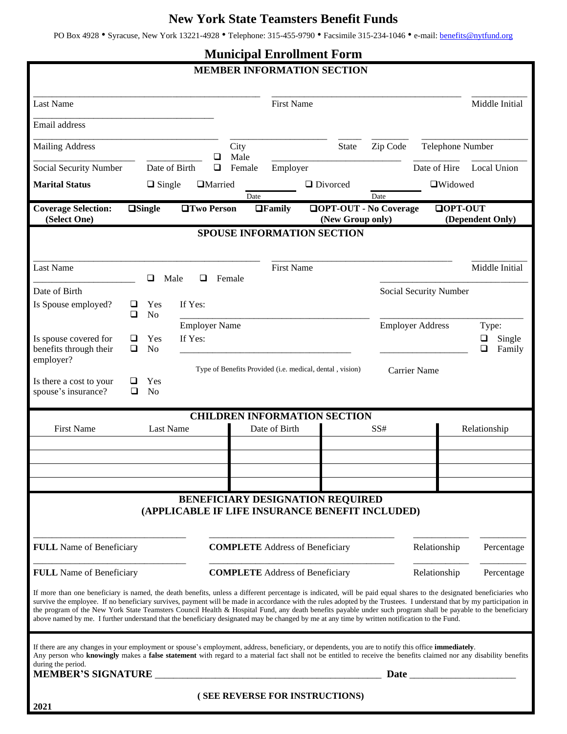# New York State Teamsters Benefit Funds

PO Box 4928 • Syracuse, New York 13221-4928 • Telephone: 315-455-9790 • Facsimile 315-234-1046 • e-mail: benefits@nytfund.org

## Municipal Enrollment Form

### MEMBER INFORMATION SECTION

Last Name ____________ First Name ____________ Middle Initial ____________

Email address ____________

Mailing Address ____________ City ____________ State ____ Zip Code ____ Telephone Number ____________

Social Security Number ____________ Date of Birth ____________ ❑ Male ❑ Female Employer ____________ Date of Hire ____________ Local Union ____________

**Marital Status** ❑ Single ❑Married ______ Date ❑ Divorced ______ Date ❑Widowed

**Coverage Selection: (Select One)** **❑Single** **❑Two Person** **❑Family** **❑OPT-OUT - No Coverage (New Group only)** **❑OPT-OUT (Dependent Only)**

### SPOUSE INFORMATION SECTION

Last Name ____________ First Name ____________ Middle Initial ____________

Date of Birth ____________ ❑ Male ❑ Female Social Security Number ____________

Is Spouse employed? ❑ Yes ❑ No If Yes: ____________ Employer Name ____________ Employer Address Type: ❑ Single ❑ Family

Is spouse covered for benefits through their employer? ❑ Yes ❑ No If Yes: ____________ Type of Benefits Provided (i.e. medical, dental , vision) ____________ Carrier Name

Is there a cost to your spouse's insurance? ❑ Yes ❑ No

### CHILDREN INFORMATION SECTION

| First Name | Last Name | Date of Birth | SS# | Relationship |
|---|---|---|---|---|
| | | | | |
| | | | | |
| | | | | |
| | | | | |

### BENEFICIARY DESIGNATION REQUIRED (APPLICABLE IF LIFE INSURANCE BENEFIT INCLUDED)

**FULL** Name of Beneficiary ____________ **COMPLETE** Address of Beneficiary ____________ Relationship ____ Percentage ____

**FULL** Name of Beneficiary ____________ **COMPLETE** Address of Beneficiary ____________ Relationship ____ Percentage ____

If more than one beneficiary is named, the death benefits, unless a different percentage is indicated, will be paid equal shares to the designated beneficiaries who survive the employee. If no beneficiary survives, payment will be made in accordance with the rules adopted by the Trustees. I understand that by my participation in the program of the New York State Teamsters Council Health & Hospital Fund, any death benefits payable under such program shall be payable to the beneficiary above named by me. I further understand that the beneficiary designated may be changed by me at any time by written notification to the Fund.

If there are any changes in your employment or spouse's employment, address, beneficiary, or dependents, you are to notify this office **immediately**.
Any person who **knowingly** makes a **false statement** with regard to a material fact shall not be entitled to receive the benefits claimed nor any disability benefits during the period.

**MEMBER'S SIGNATURE** ____________________ **Date** ____________

**( SEE REVERSE FOR INSTRUCTIONS)**

**2021**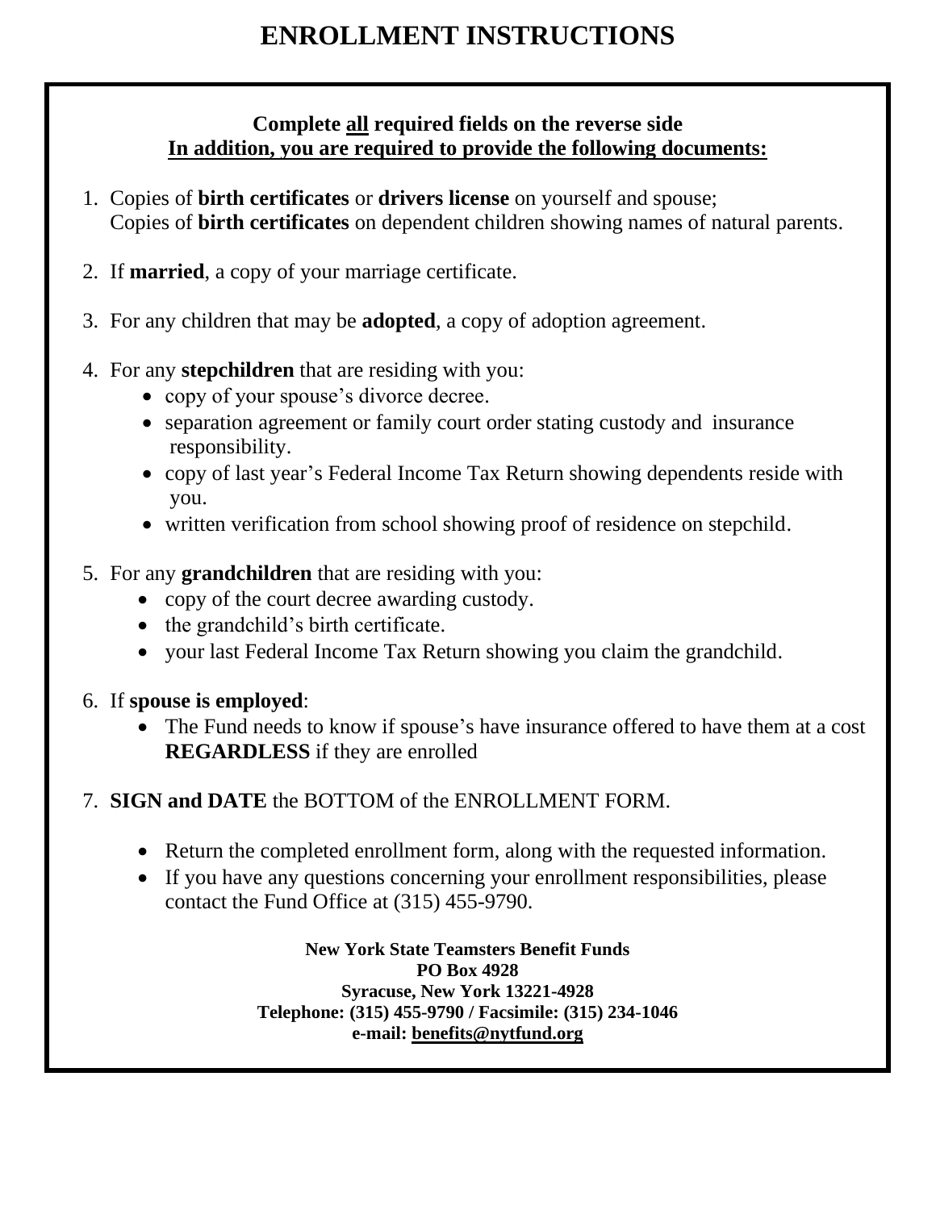# ENROLLMENT INSTRUCTIONS

**Complete <u>all</u> required fields on the reverse side**
**<u>In addition, you are required to provide the following documents:</u>**

1. Copies of **birth certificates** or **drivers license** on yourself and spouse;
   Copies of **birth certificates** on dependent children showing names of natural parents.

2. If **married**, a copy of your marriage certificate.

3. For any children that may be **adopted**, a copy of adoption agreement.

4. For any **stepchildren** that are residing with you:
   - copy of your spouse's divorce decree.
   - separation agreement or family court order stating custody and insurance responsibility.
   - copy of last year's Federal Income Tax Return showing dependents reside with you.
   - written verification from school showing proof of residence on stepchild.

5. For any **grandchildren** that are residing with you:
   - copy of the court decree awarding custody.
   - the grandchild's birth certificate.
   - your last Federal Income Tax Return showing you claim the grandchild.

6. If **spouse is employed**:
   - The Fund needs to know if spouse's have insurance offered to have them at a cost **REGARDLESS** if they are enrolled

7. **SIGN and DATE** the BOTTOM of the ENROLLMENT FORM.

   - Return the completed enrollment form, along with the requested information.
   - If you have any questions concerning your enrollment responsibilities, please contact the Fund Office at (315) 455-9790.

**New York State Teamsters Benefit Funds**
**PO Box 4928**
**Syracuse, New York 13221-4928**
**Telephone: (315) 455-9790 / Facsimile: (315) 234-1046**
**e-mail: <u>benefits@nytfund.org</u>**